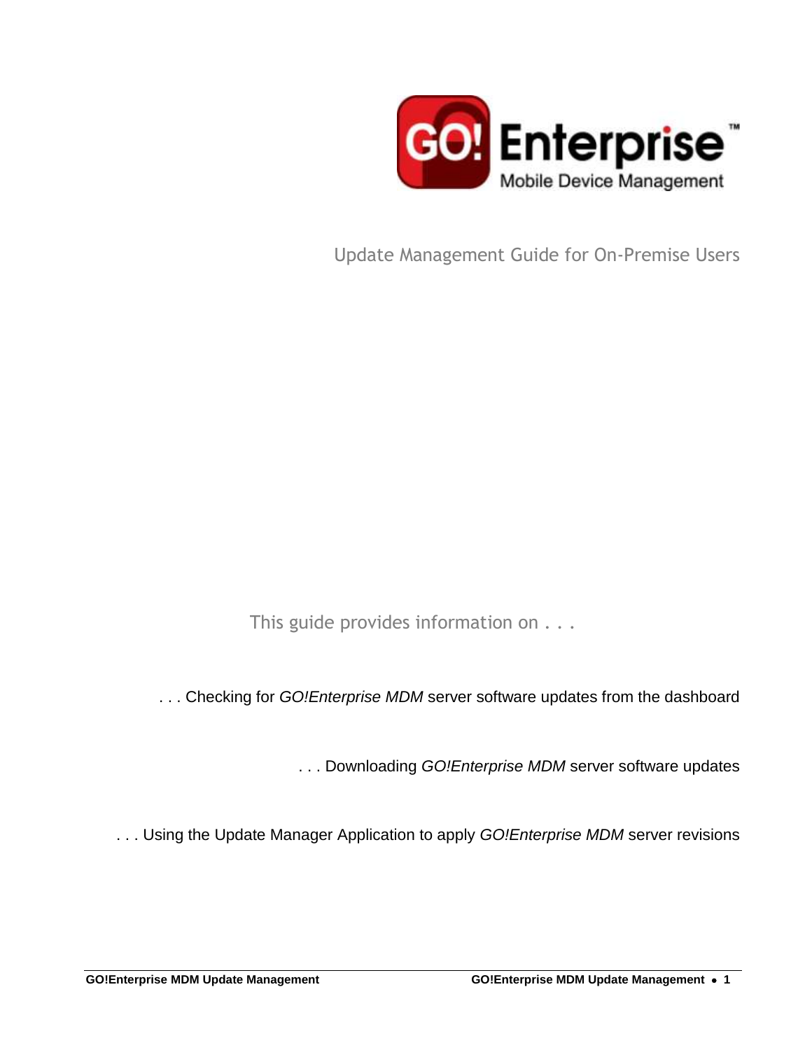GO! Enterprise™

Mobile Device Management

# Update Management Guide for On-Premise Users

This guide provides information on . . .

. . . Checking for *GO!Enterprise MDM* server software updates from the dashboard

. . . Downloading *GO!Enterprise MDM* server software updates

. . . Using the Update Manager Application to apply *GO!Enterprise MDM* server revisions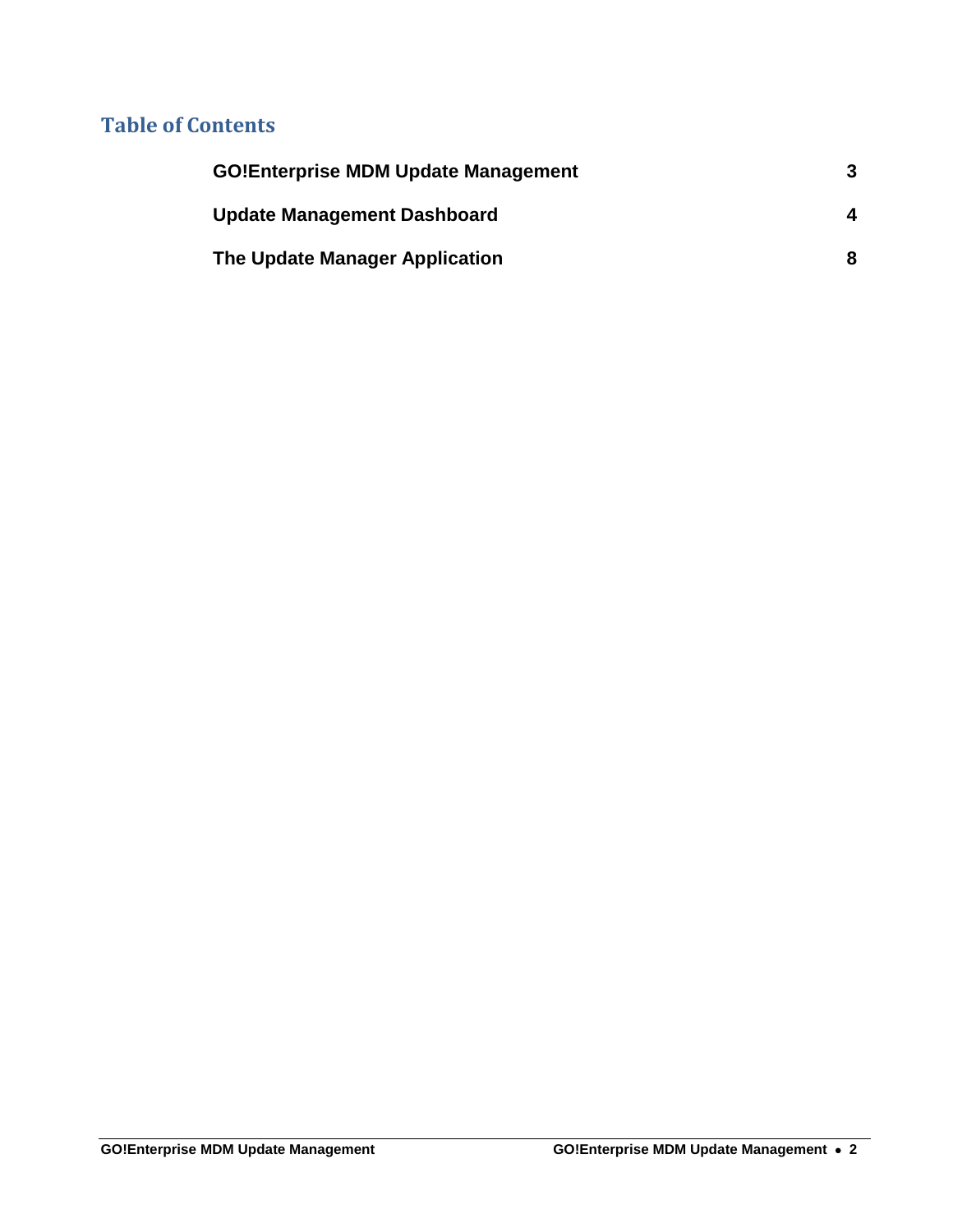# Table of Contents

| | |
|---|---|
| **GO!Enterprise MDM Update Management** | **3** |
| **Update Management Dashboard** | **4** |
| **The Update Manager Application** | **8** |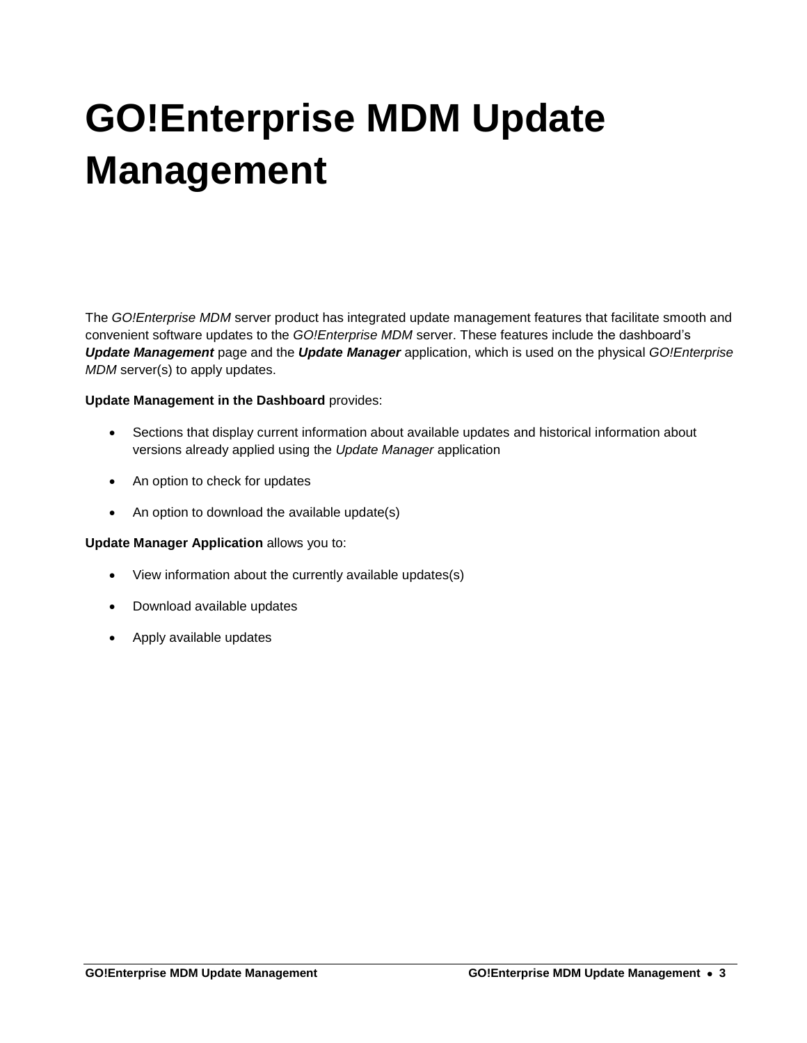# GO!Enterprise MDM Update Management

The *GO!Enterprise MDM* server product has integrated update management features that facilitate smooth and convenient software updates to the *GO!Enterprise MDM* server. These features include the dashboard's ***Update Management*** page and the ***Update Manager*** application, which is used on the physical *GO!Enterprise MDM* server(s) to apply updates.

**Update Management in the Dashboard** provides:

- Sections that display current information about available updates and historical information about versions already applied using the *Update Manager* application
- An option to check for updates
- An option to download the available update(s)

**Update Manager Application** allows you to:

- View information about the currently available updates(s)
- Download available updates
- Apply available updates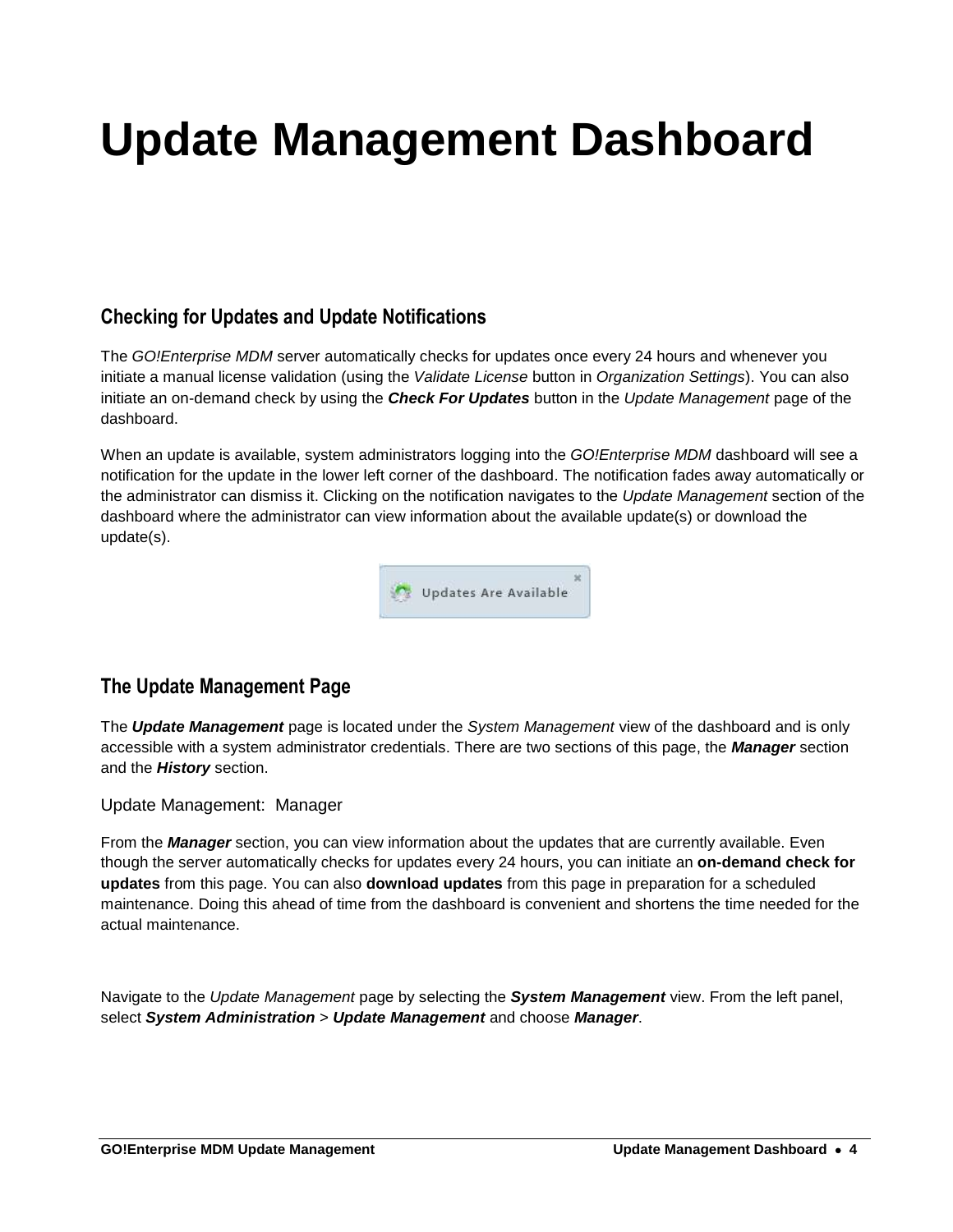# Update Management Dashboard

## Checking for Updates and Update Notifications

The *GO!Enterprise MDM* server automatically checks for updates once every 24 hours and whenever you initiate a manual license validation (using the *Validate License* button in *Organization Settings*). You can also initiate an on-demand check by using the ***Check For Updates*** button in the *Update Management* page of the dashboard.

When an update is available, system administrators logging into the *GO!Enterprise MDM* dashboard will see a notification for the update in the lower left corner of the dashboard. The notification fades away automatically or the administrator can dismiss it. Clicking on the notification navigates to the *Update Management* section of the dashboard where the administrator can view information about the available update(s) or download the update(s).

## The Update Management Page

The ***Update Management*** page is located under the *System Management* view of the dashboard and is only accessible with a system administrator credentials. There are two sections of this page, the ***Manager*** section and the ***History*** section.

### Update Management: Manager

From the ***Manager*** section, you can view information about the updates that are currently available. Even though the server automatically checks for updates every 24 hours, you can initiate an **on-demand check for updates** from this page. You can also **download updates** from this page in preparation for a scheduled maintenance. Doing this ahead of time from the dashboard is convenient and shortens the time needed for the actual maintenance.

Navigate to the *Update Management* page by selecting the ***System Management*** view. From the left panel, select ***System Administration*** > ***Update Management*** and choose ***Manager***.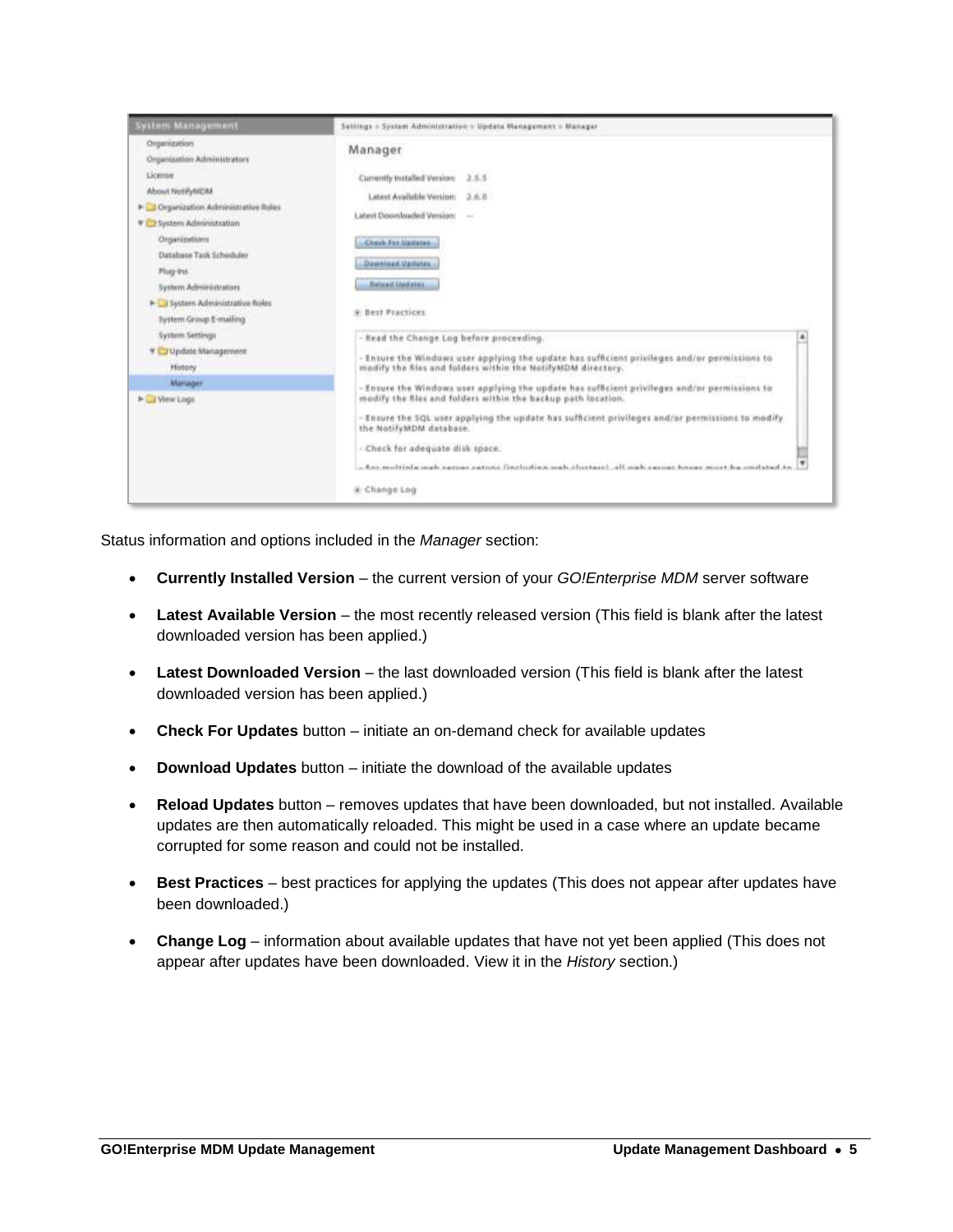Status information and options included in the *Manager* section:

- **Currently Installed Version** – the current version of your *GO!Enterprise MDM* server software
- **Latest Available Version** – the most recently released version (This field is blank after the latest downloaded version has been applied.)
- **Latest Downloaded Version** – the last downloaded version (This field is blank after the latest downloaded version has been applied.)
- **Check For Updates** button – initiate an on-demand check for available updates
- **Download Updates** button – initiate the download of the available updates
- **Reload Updates** button – removes updates that have been downloaded, but not installed. Available updates are then automatically reloaded. This might be used in a case where an update became corrupted for some reason and could not be installed.
- **Best Practices** – best practices for applying the updates (This does not appear after updates have been downloaded.)
- **Change Log** – information about available updates that have not yet been applied (This does not appear after updates have been downloaded. View it in the *History* section.)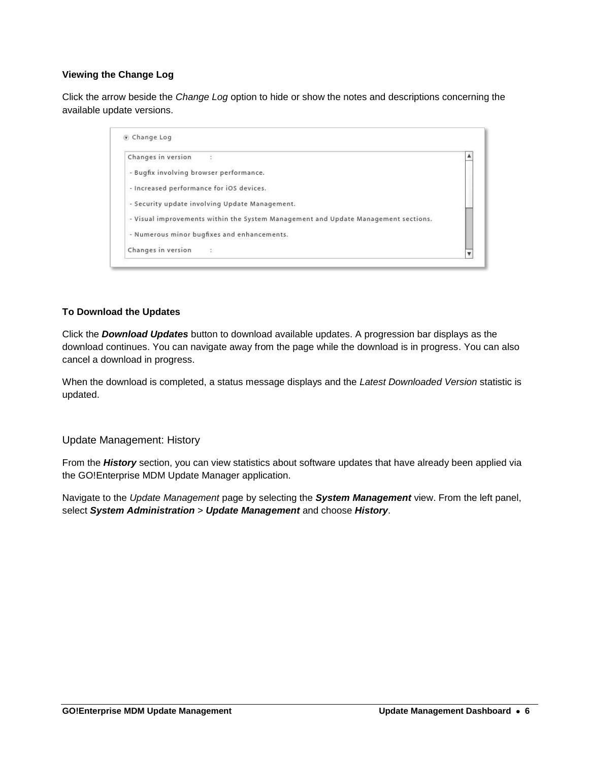### Viewing the Change Log

Click the arrow beside the *Change Log* option to hide or show the notes and descriptions concerning the available update versions.

### To Download the Updates

Click the ***Download Updates*** button to download available updates. A progression bar displays as the download continues. You can navigate away from the page while the download is in progress. You can also cancel a download in progress.

When the download is completed, a status message displays and the *Latest Downloaded Version* statistic is updated.

## Update Management: History

From the ***History*** section, you can view statistics about software updates that have already been applied via the GO!Enterprise MDM Update Manager application.

Navigate to the *Update Management* page by selecting the ***System Management*** view. From the left panel, select ***System Administration*** > ***Update Management*** and choose ***History***.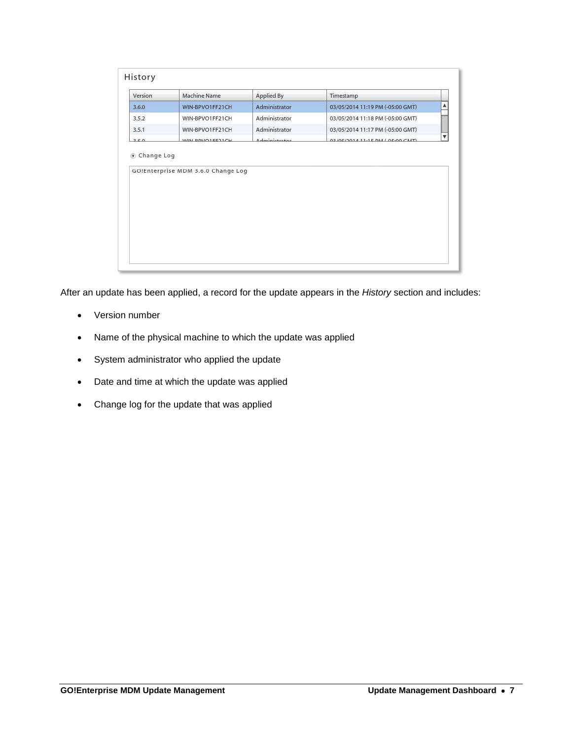History

| Version | Machine Name | Applied By | Timestamp |
|---|---|---|---|
| 3.6.0 | WIN-BPVO1FF21CH | Administrator | 03/05/2014 11:19 PM (-05:00 GMT) |
| 3.5.2 | WIN-BPVO1FF21CH | Administrator | 03/05/2014 11:18 PM (-05:00 GMT) |
| 3.5.1 | WIN-BPVO1FF21CH | Administrator | 03/05/2014 11:17 PM (-05:00 GMT) |
| 3.5.0 | WIN-BPVO1FF21CH | Administrator | 03/05/2014 11:15 PM (-05:00 GMT) |

Change Log

GO!Enterprise MDM 3.6.0 Change Log

After an update has been applied, a record for the update appears in the *History* section and includes:

- Version number
- Name of the physical machine to which the update was applied
- System administrator who applied the update
- Date and time at which the update was applied
- Change log for the update that was applied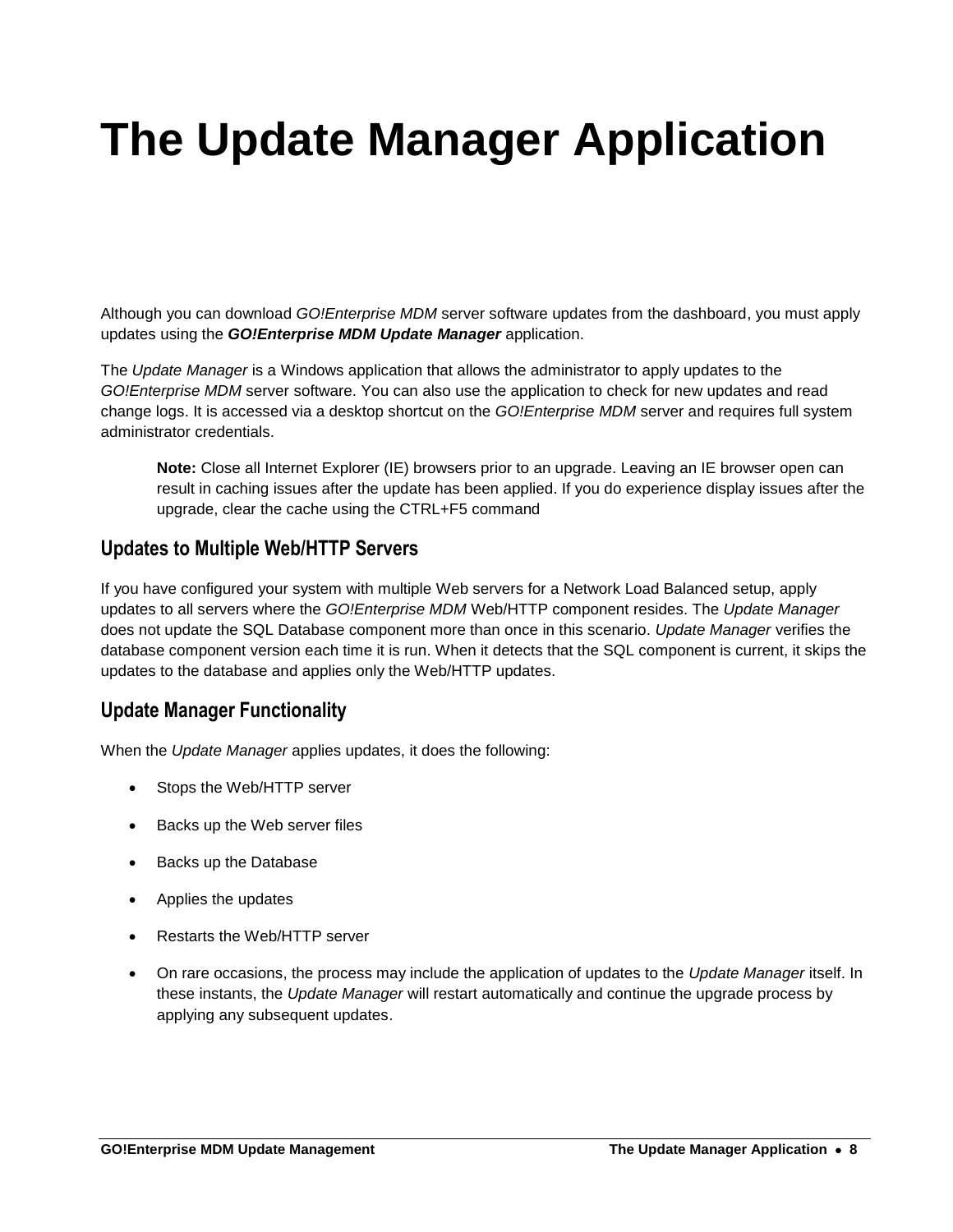# The Update Manager Application

Although you can download *GO!Enterprise MDM* server software updates from the dashboard, you must apply updates using the ***GO!Enterprise MDM Update Manager*** application.

The *Update Manager* is a Windows application that allows the administrator to apply updates to the *GO!Enterprise MDM* server software. You can also use the application to check for new updates and read change logs. It is accessed via a desktop shortcut on the *GO!Enterprise MDM* server and requires full system administrator credentials.

> **Note:** Close all Internet Explorer (IE) browsers prior to an upgrade. Leaving an IE browser open can result in caching issues after the update has been applied. If you do experience display issues after the upgrade, clear the cache using the CTRL+F5 command

## Updates to Multiple Web/HTTP Servers

If you have configured your system with multiple Web servers for a Network Load Balanced setup, apply updates to all servers where the *GO!Enterprise MDM* Web/HTTP component resides. The *Update Manager* does not update the SQL Database component more than once in this scenario. *Update Manager* verifies the database component version each time it is run. When it detects that the SQL component is current, it skips the updates to the database and applies only the Web/HTTP updates.

## Update Manager Functionality

When the *Update Manager* applies updates, it does the following:

- Stops the Web/HTTP server
- Backs up the Web server files
- Backs up the Database
- Applies the updates
- Restarts the Web/HTTP server
- On rare occasions, the process may include the application of updates to the *Update Manager* itself. In these instants, the *Update Manager* will restart automatically and continue the upgrade process by applying any subsequent updates.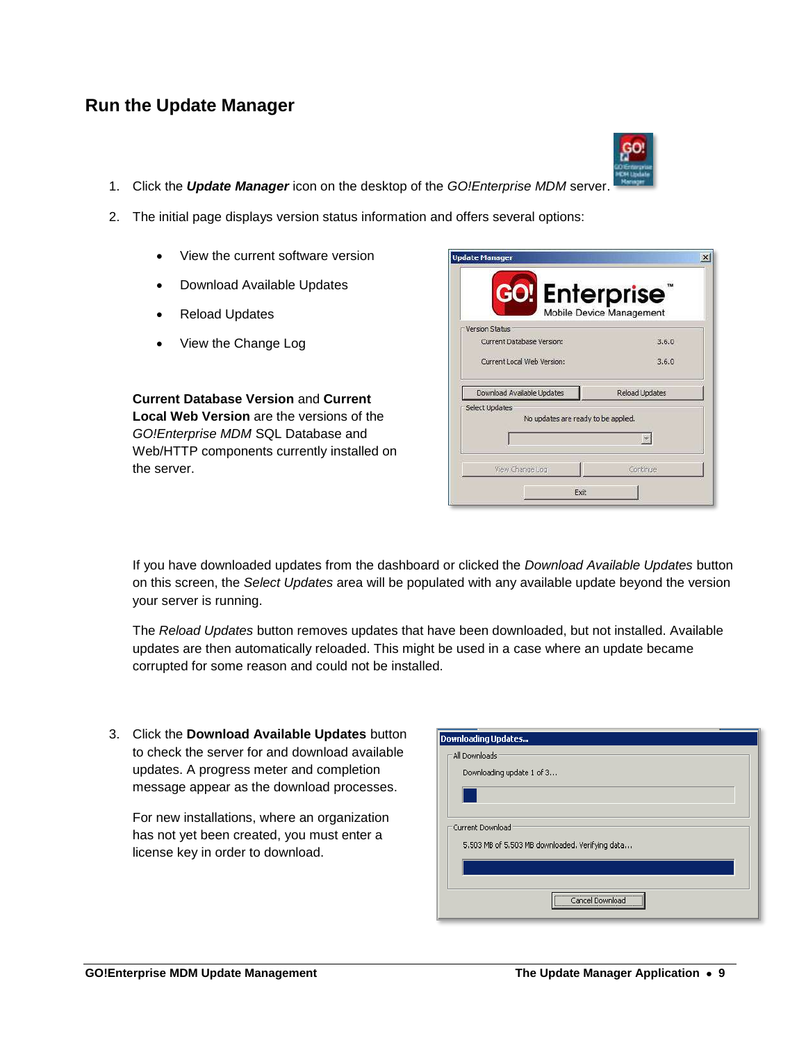## Run the Update Manager

1. Click the ***Update Manager*** icon on the desktop of the *GO!Enterprise MDM* server.

2. The initial page displays version status information and offers several options:

   - View the current software version
   - Download Available Updates
   - Reload Updates
   - View the Change Log

   **Current Database Version** and **Current Local Web Version** are the versions of the *GO!Enterprise MDM* SQL Database and Web/HTTP components currently installed on the server.

   If you have downloaded updates from the dashboard or clicked the *Download Available Updates* button on this screen, the *Select Updates* area will be populated with any available update beyond the version your server is running.

   The *Reload Updates* button removes updates that have been downloaded, but not installed. Available updates are then automatically reloaded. This might be used in a case where an update became corrupted for some reason and could not be installed.

3. Click the **Download Available Updates** button to check the server for and download available updates. A progress meter and completion message appear as the download processes.

   For new installations, where an organization has not yet been created, you must enter a license key in order to download.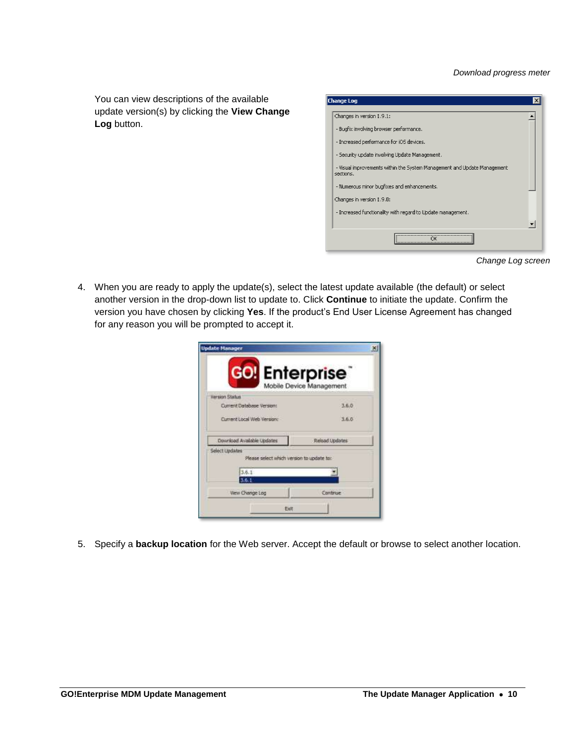*Download progress meter*

You can view descriptions of the available update version(s) by clicking the **View Change Log** button.

*Change Log screen*

4. When you are ready to apply the update(s), select the latest update available (the default) or select another version in the drop-down list to update to. Click **Continue** to initiate the update. Confirm the version you have chosen by clicking **Yes**. If the product's End User License Agreement has changed for any reason you will be prompted to accept it.

5. Specify a **backup location** for the Web server. Accept the default or browse to select another location.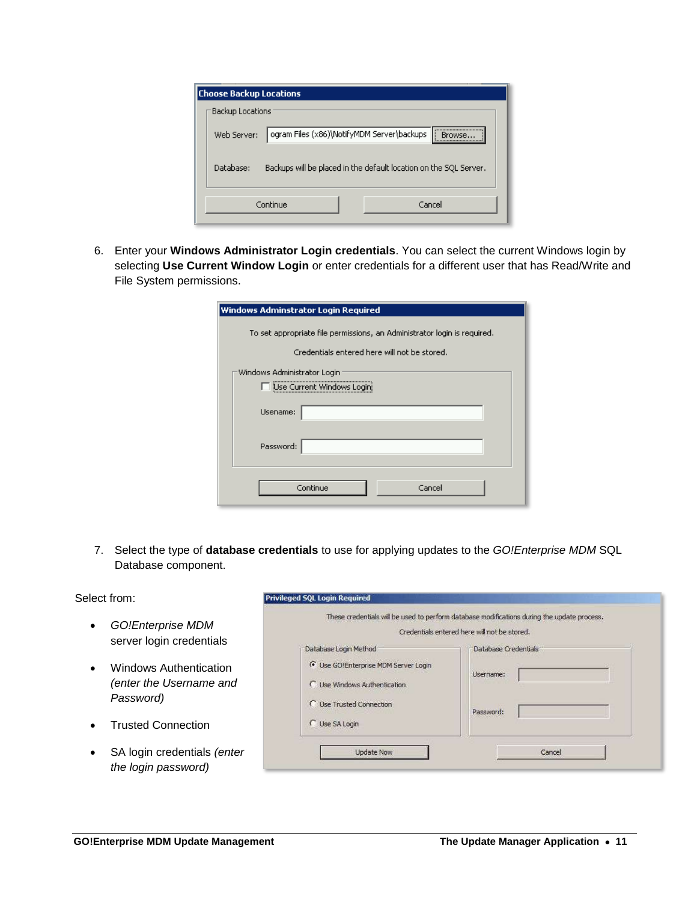6. Enter your **Windows Administrator Login credentials**. You can select the current Windows login by selecting **Use Current Window Login** or enter credentials for a different user that has Read/Write and File System permissions.

7. Select the type of **database credentials** to use for applying updates to the *GO!Enterprise MDM* SQL Database component.

Select from:

- *GO!Enterprise MDM* server login credentials
- Windows Authentication *(enter the Username and Password)*
- Trusted Connection
- SA login credentials *(enter the login password)*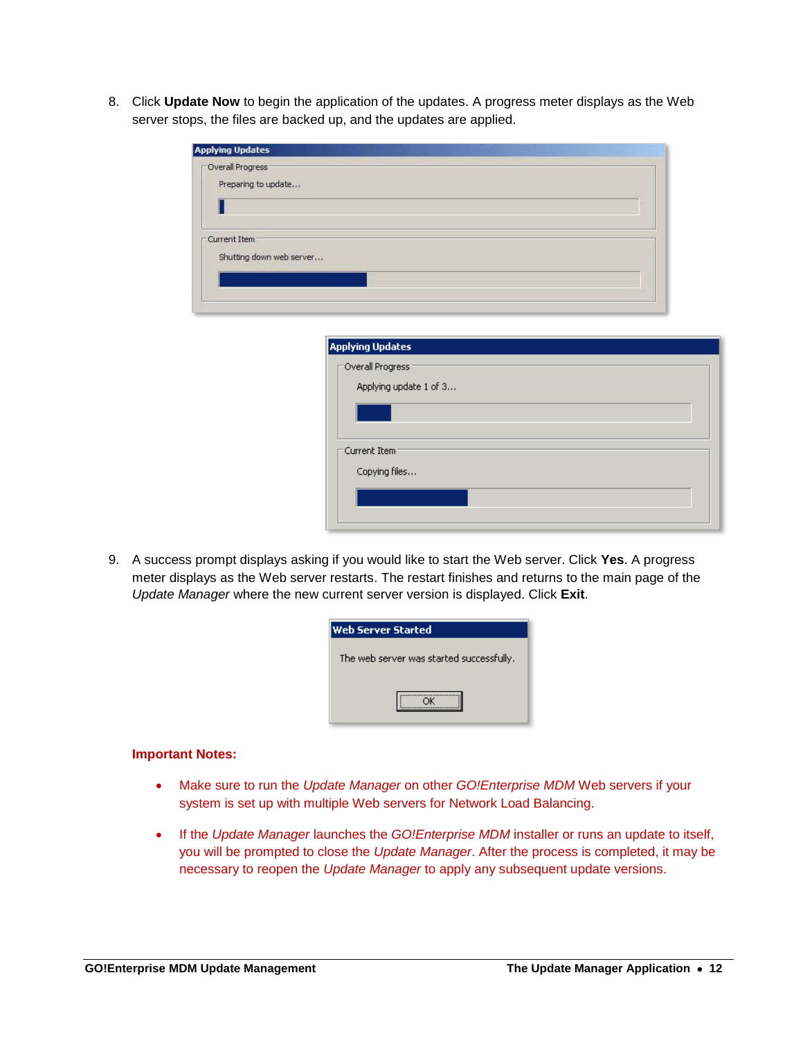8. Click **Update Now** to begin the application of the updates. A progress meter displays as the Web server stops, the files are backed up, and the updates are applied.

Applying Updates

Overall Progress

Preparing to update...

Current Item

Shutting down web server...

Applying Updates

Overall Progress

Applying update 1 of 3...

Current Item

Copying files...

9. A success prompt displays asking if you would like to start the Web server. Click **Yes**. A progress meter displays as the Web server restarts. The restart finishes and returns to the main page of the *Update Manager* where the new current server version is displayed. Click **Exit**.

Web Server Started

The web server was started successfully.

OK

**Important Notes:**

- Make sure to run the *Update Manager* on other *GO!Enterprise MDM* Web servers if your system is set up with multiple Web servers for Network Load Balancing.
- If the *Update Manager* launches the *GO!Enterprise MDM* installer or runs an update to itself, you will be prompted to close the *Update Manager*. After the process is completed, it may be necessary to reopen the *Update Manager* to apply any subsequent update versions.